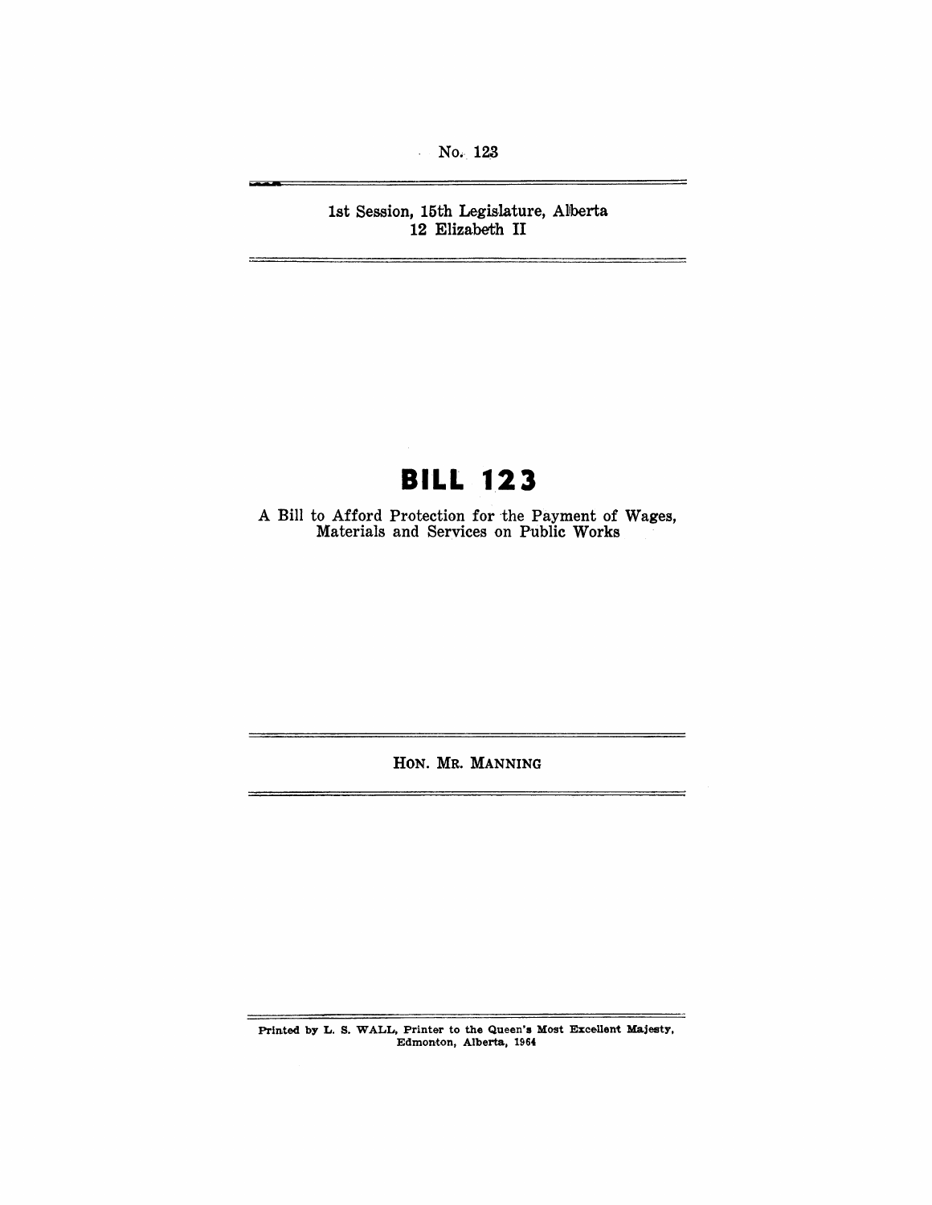No. 123

1st Session, 15th Legislature, Alberta
12 Elizabeth II

# BILL 123

A Bill to Afford Protection for the Payment of Wages, Materials and Services on Public Works

HON. MR. MANNING

Printed by L. S. WALL, Printer to the Queen's Most Excellent Majesty, Edmonton, Alberta, 1964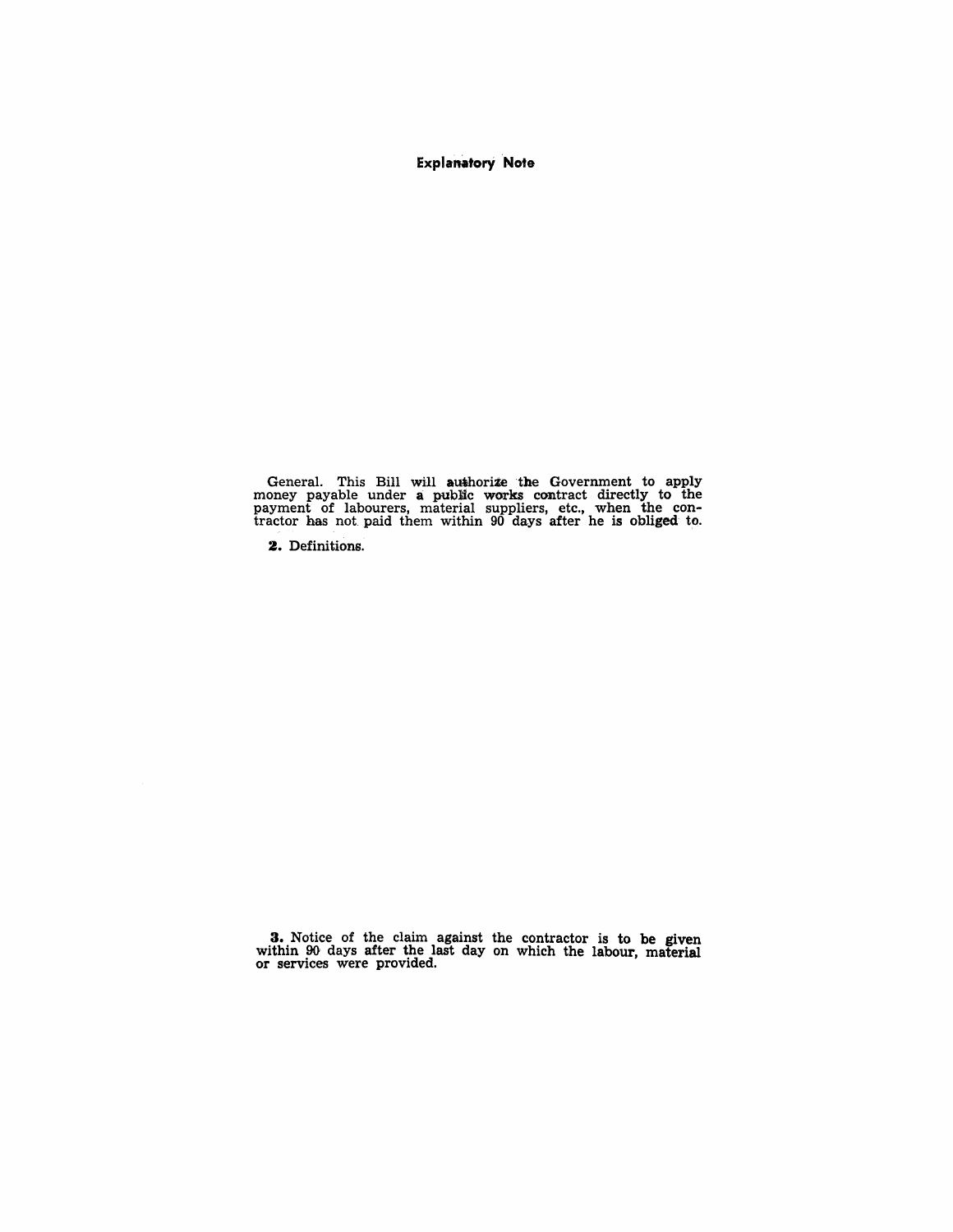# Explanatory Note

General. This Bill will authorize the Government to apply money payable under a public works contract directly to the payment of labourers, material suppliers, etc., when the contractor has not paid them within 90 days after he is obliged to.

**2.** Definitions.

**3.** Notice of the claim against the contractor is to be given within 90 days after the last day on which the labour, material or services were provided.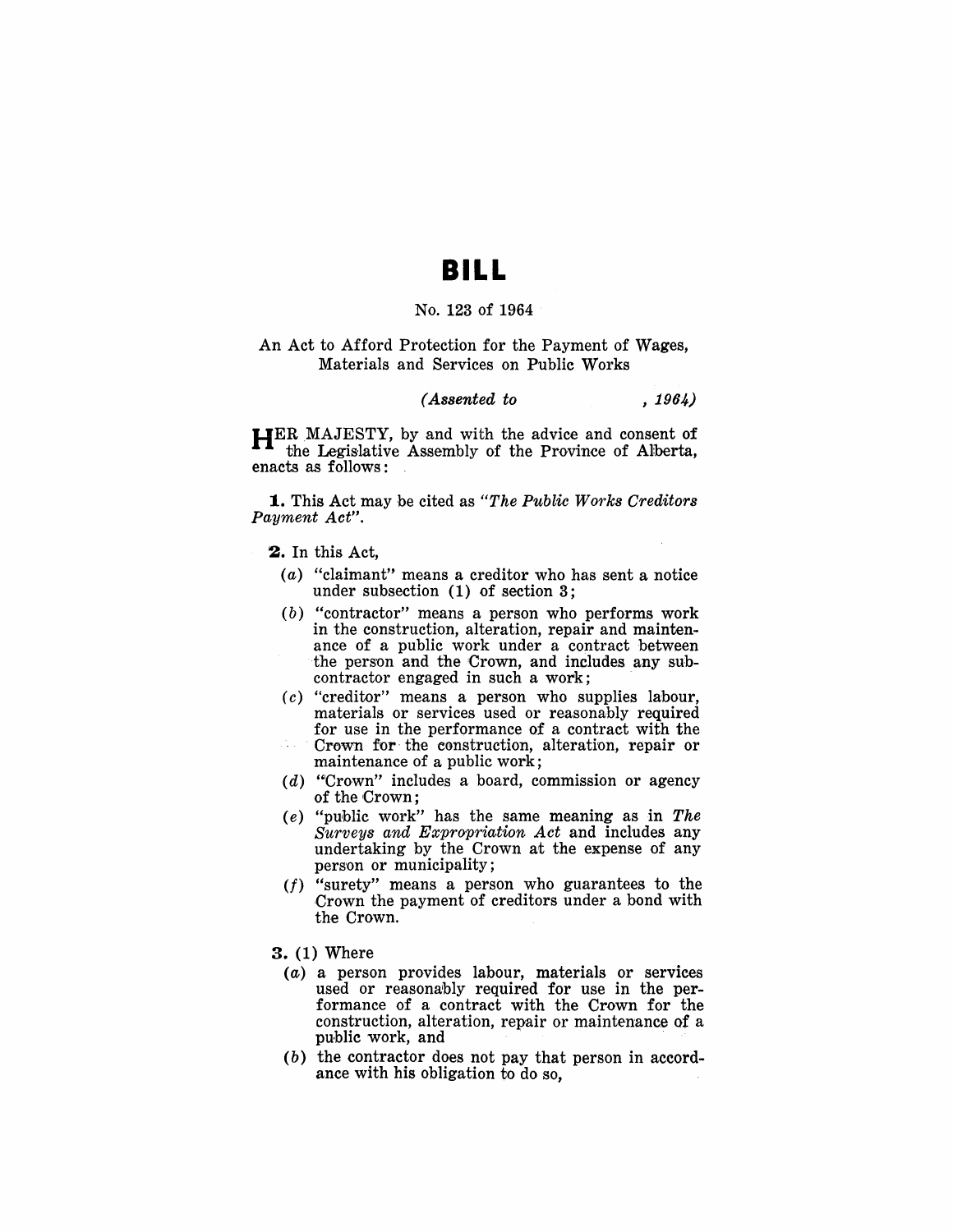# BILL

No. 123 of 1964

An Act to Afford Protection for the Payment of Wages, Materials and Services on Public Works

*(Assented to , 1964)*

HER MAJESTY, by and with the advice and consent of the Legislative Assembly of the Province of Alberta, enacts as follows:

**1.** This Act may be cited as *"The Public Works Creditors Payment Act"*.

**2.** In this Act,

(*a*) "claimant" means a creditor who has sent a notice under subsection (1) of section 3;

(*b*) "contractor" means a person who performs work in the construction, alteration, repair and maintenance of a public work under a contract between the person and the Crown, and includes any subcontractor engaged in such a work;

(*c*) "creditor" means a person who supplies labour, materials or services used or reasonably required for use in the performance of a contract with the Crown for the construction, alteration, repair or maintenance of a public work;

(*d*) "Crown" includes a board, commission or agency of the Crown;

(*e*) "public work" has the same meaning as in *The Surveys and Expropriation Act* and includes any undertaking by the Crown at the expense of any person or municipality;

(*f*) "surety" means a person who guarantees to the Crown the payment of creditors under a bond with the Crown.

**3.** (1) Where

(*a*) a person provides labour, materials or services used or reasonably required for use in the performance of a contract with the Crown for the construction, alteration, repair or maintenance of a public work, and

(*b*) the contractor does not pay that person in accordance with his obligation to do so,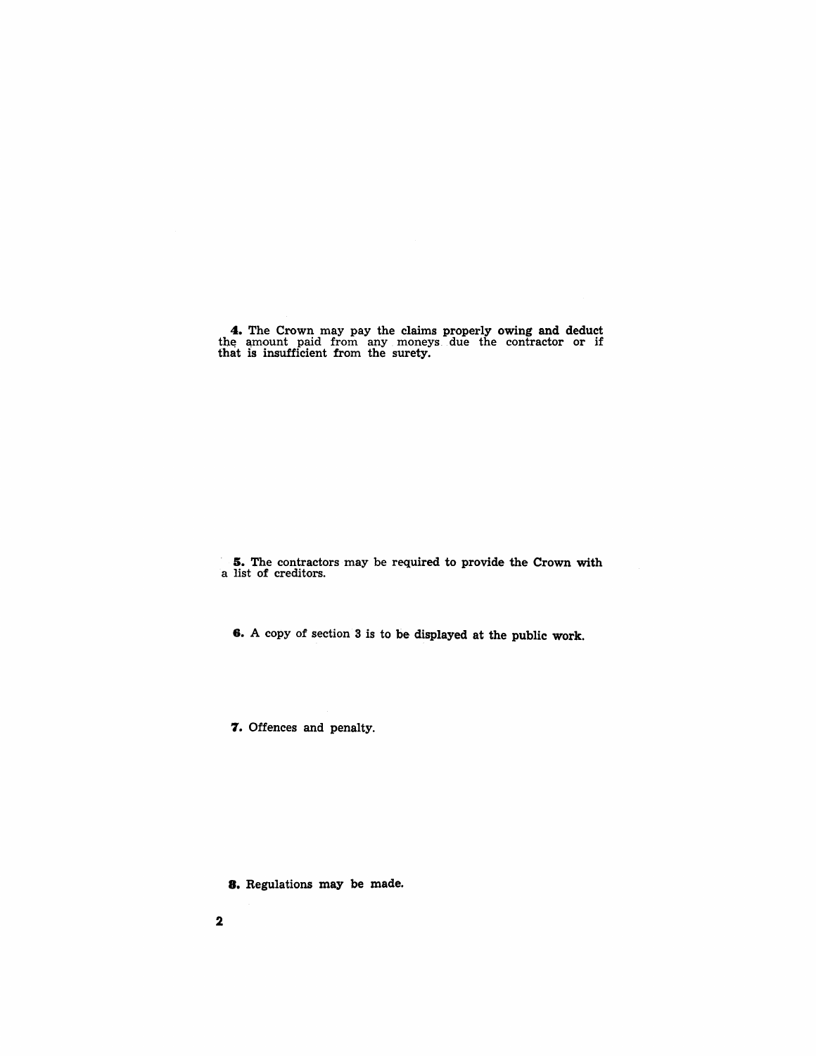**4.** The Crown may pay the claims properly owing and deduct the amount paid from any moneys due the contractor or if that is insufficient from the surety.

**5.** The contractors may be required to provide the Crown with a list of creditors.

**6.** A copy of section 3 is to be displayed at the public work.

**7.** Offences and penalty.

**8.** Regulations may be made.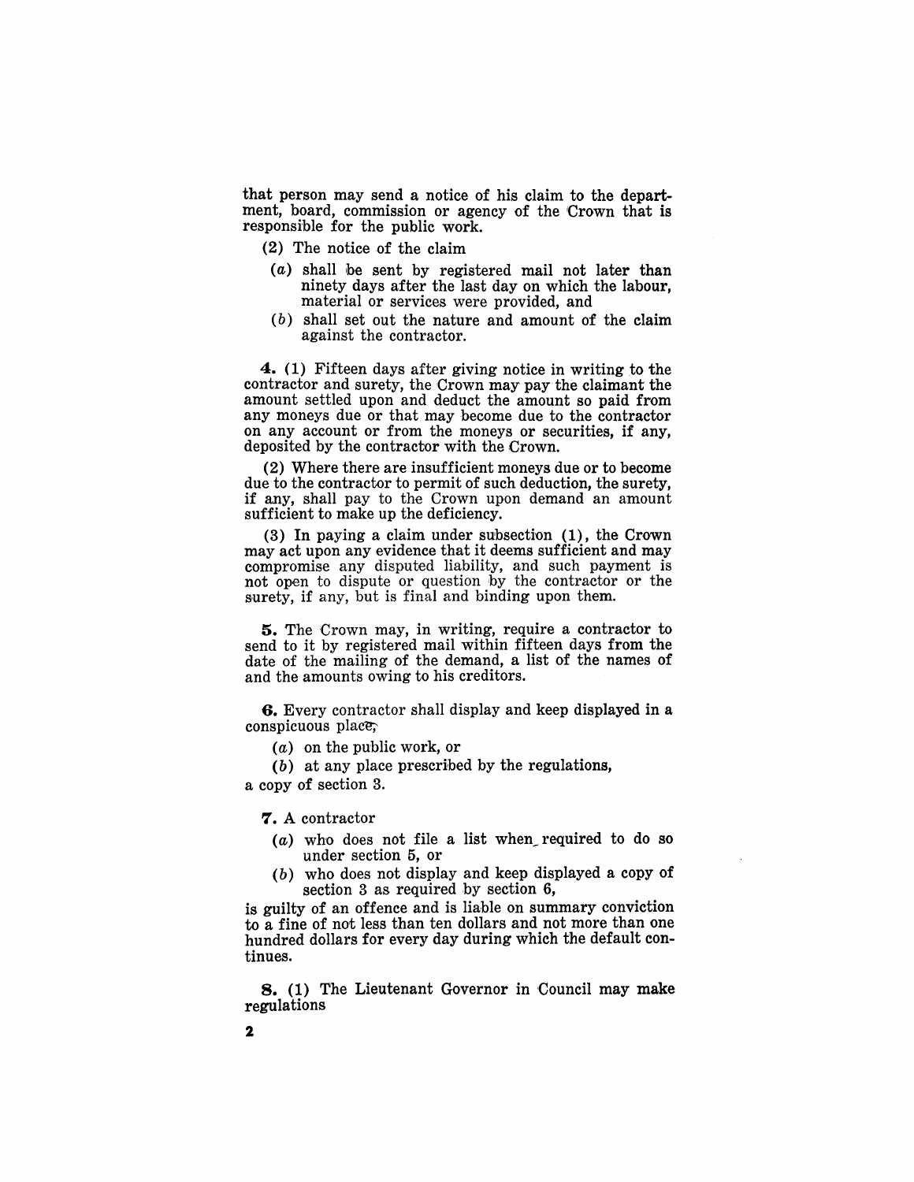that person may send a notice of his claim to the department, board, commission or agency of the Crown that is responsible for the public work.

(2) The notice of the claim

(*a*) shall be sent by registered mail not later than ninety days after the last day on which the labour, material or services were provided, and

(*b*) shall set out the nature and amount of the claim against the contractor.

**4.** (1) Fifteen days after giving notice in writing to the contractor and surety, the Crown may pay the claimant the amount settled upon and deduct the amount so paid from any moneys due or that may become due to the contractor on any account or from the moneys or securities, if any, deposited by the contractor with the Crown.

(2) Where there are insufficient moneys due or to become due to the contractor to permit of such deduction, the surety, if any, shall pay to the Crown upon demand an amount sufficient to make up the deficiency.

(3) In paying a claim under subsection (1), the Crown may act upon any evidence that it deems sufficient and may compromise any disputed liability, and such payment is not open to dispute or question by the contractor or the surety, if any, but is final and binding upon them.

**5.** The Crown may, in writing, require a contractor to send to it by registered mail within fifteen days from the date of the mailing of the demand, a list of the names of and the amounts owing to his creditors.

**6.** Every contractor shall display and keep displayed in a conspicuous place,

(*a*) on the public work, or

(*b*) at any place prescribed by the regulations,

a copy of section 3.

**7.** A contractor

(*a*) who does not file a list when required to do so under section 5, or

(*b*) who does not display and keep displayed a copy of section 3 as required by section 6,

is guilty of an offence and is liable on summary conviction to a fine of not less than ten dollars and not more than one hundred dollars for every day during which the default continues.

**8.** (1) The Lieutenant Governor in Council may make regulations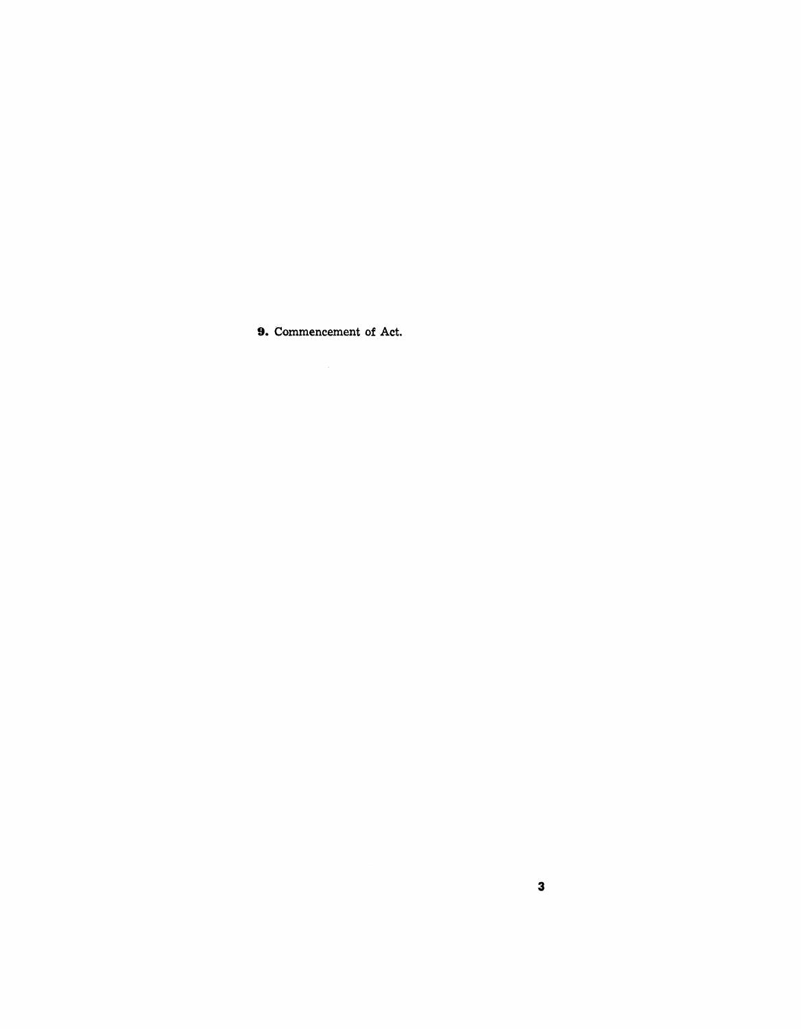**9.** Commencement of Act.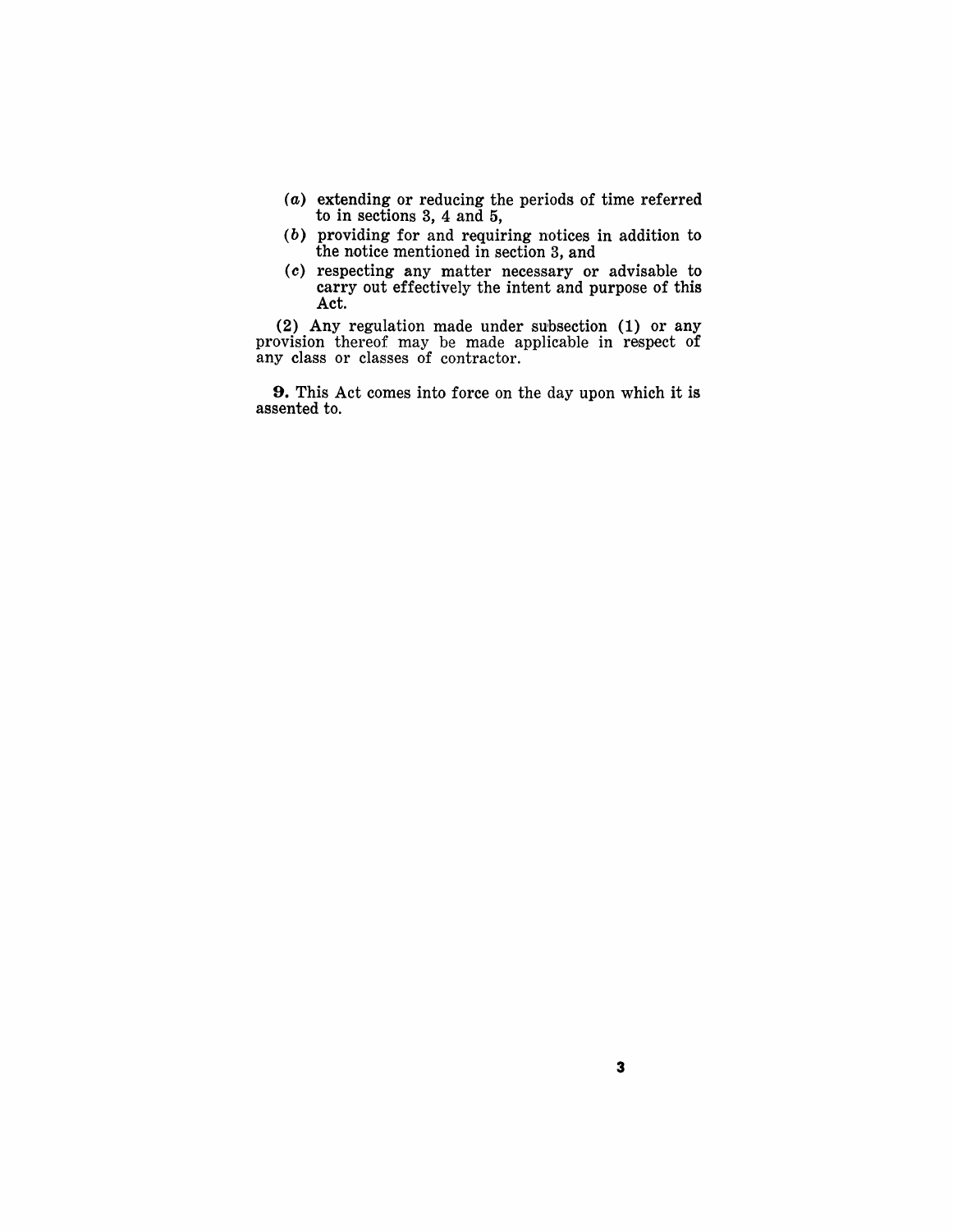(*a*) extending or reducing the periods of time referred to in sections 3, 4 and 5,

(*b*) providing for and requiring notices in addition to the notice mentioned in section 3, and

(*c*) respecting any matter necessary or advisable to carry out effectively the intent and purpose of this Act.

(2) Any regulation made under subsection (1) or any provision thereof may be made applicable in respect of any class or classes of contractor.

**9.** This Act comes into force on the day upon which it is assented to.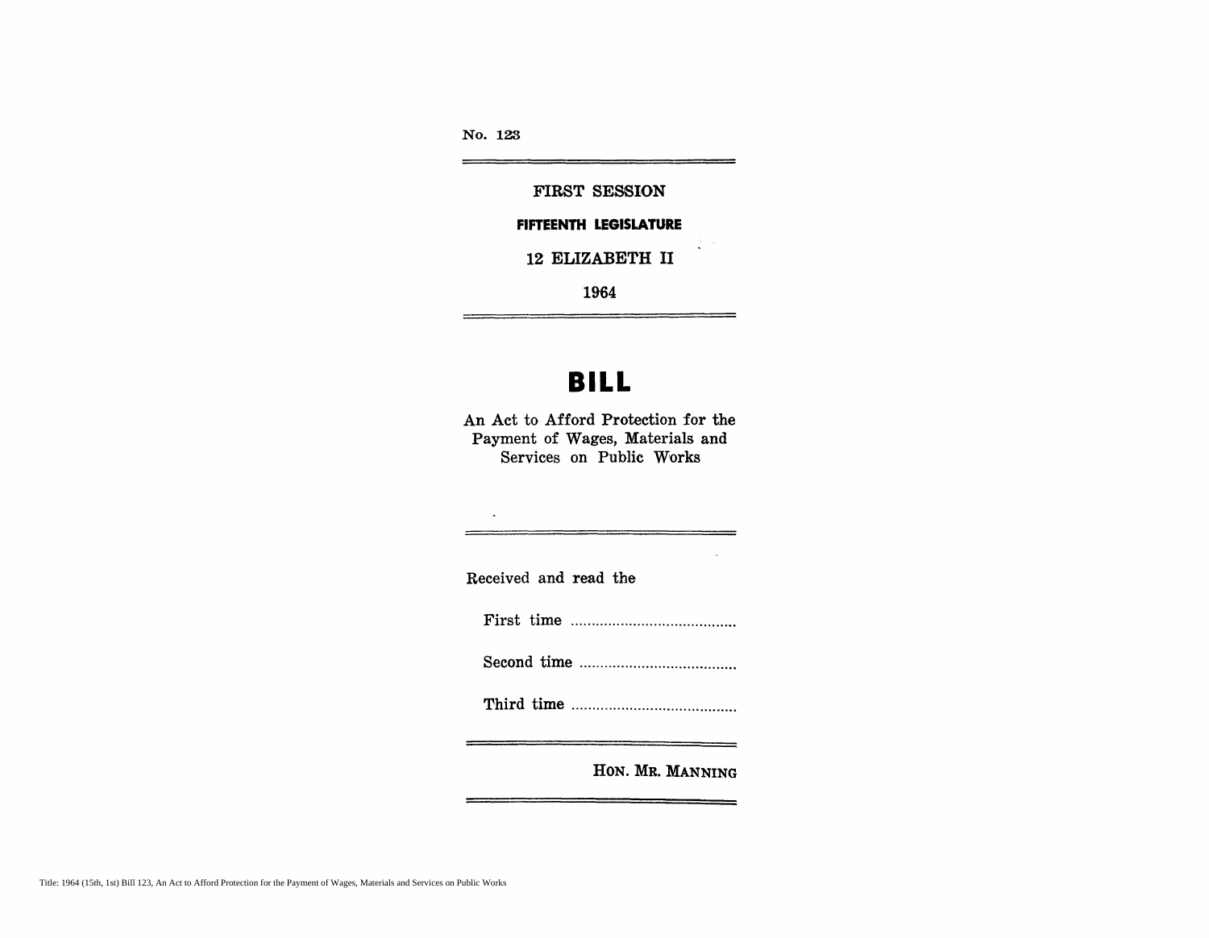No. 123

FIRST SESSION

FIFTEENTH LEGISLATURE

12 ELIZABETH II

1964

# BILL

An Act to Afford Protection for the Payment of Wages, Materials and Services on Public Works

Received and read the

First time .......................................

Second time .....................................

Third time .......................................

HON. MR. MANNING

Title: 1964 (15th, 1st) Bill 123, An Act to Afford Protection for the Payment of Wages, Materials and Services on Public Works